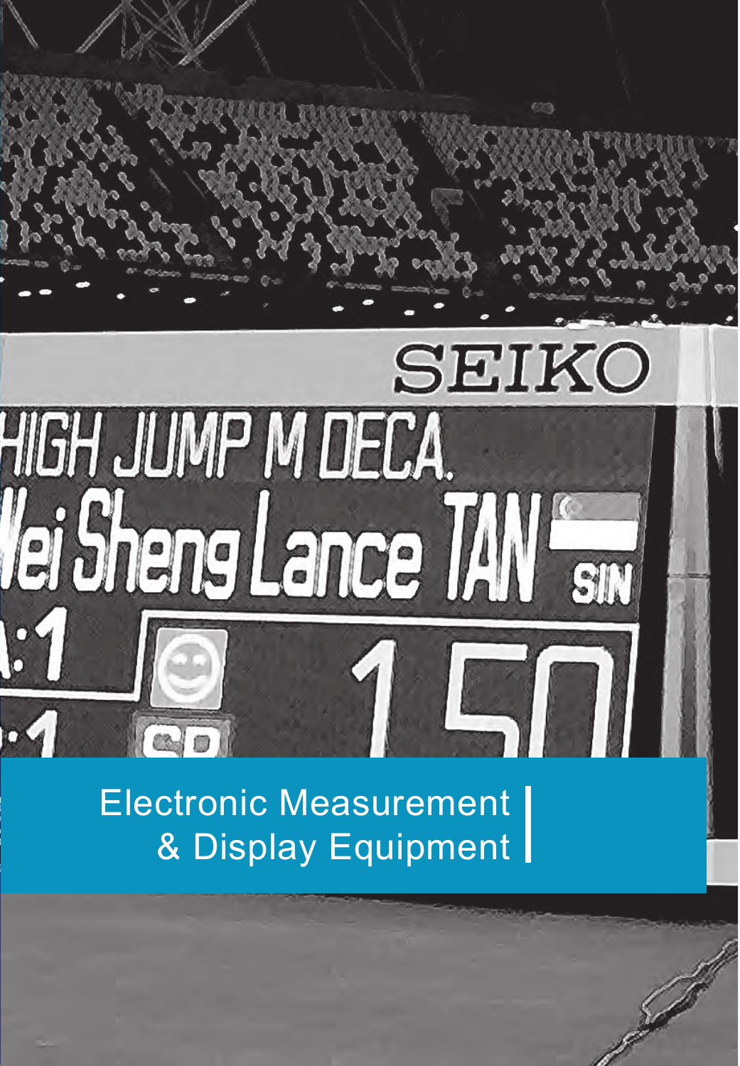# Electronic Measurement & Display Equipment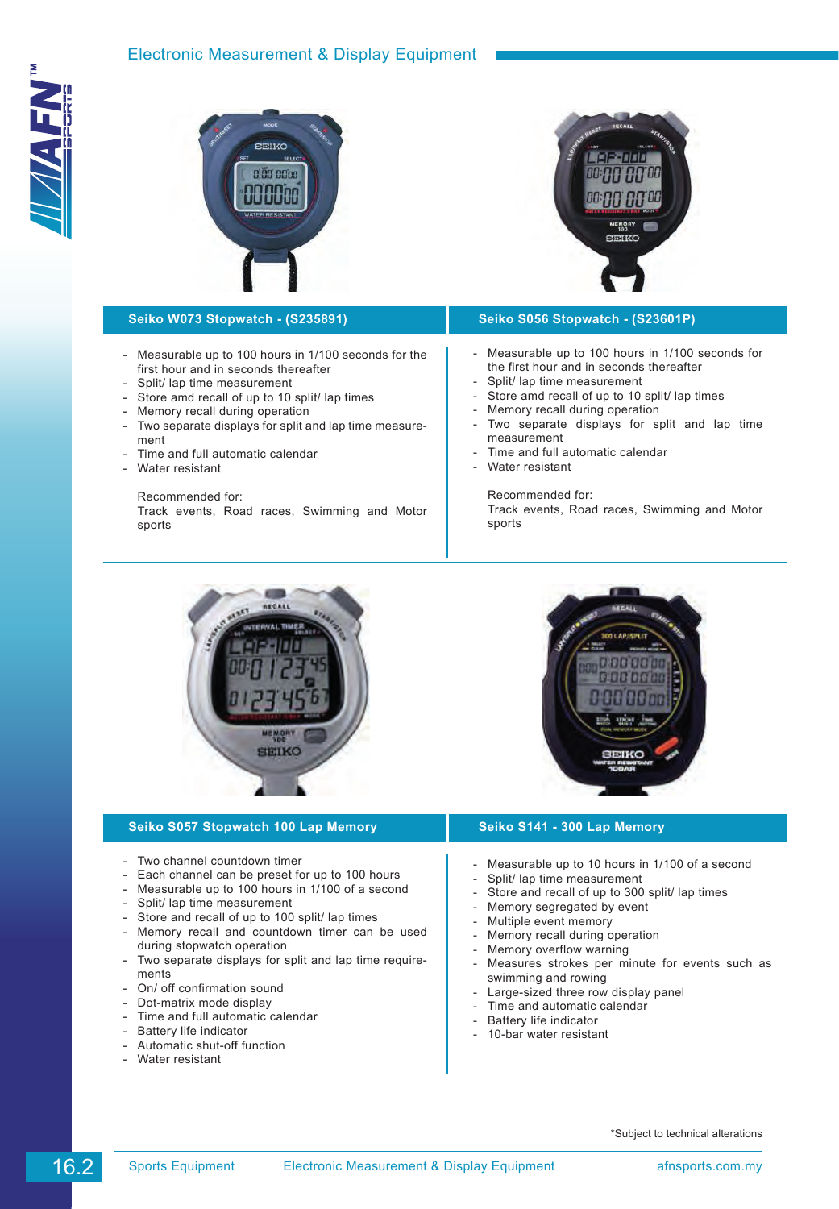## Seiko W073 Stopwatch - (S235891)

- Measurable up to 100 hours in 1/100 seconds for the first hour and in seconds thereafter
- Split/ lap time measurement
- Store amd recall of up to 10 split/ lap times
- Memory recall during operation
- Two separate displays for split and lap time measurement
- Time and full automatic calendar
- Water resistant

Recommended for:
Track events, Road races, Swimming and Motor sports

## Seiko S056 Stopwatch - (S23601P)

- Measurable up to 100 hours in 1/100 seconds for the first hour and in seconds thereafter
- Split/ lap time measurement
- Store amd recall of up to 10 split/ lap times
- Memory recall during operation
- Two separate displays for split and lap time measurement
- Time and full automatic calendar
- Water resistant

Recommended for:
Track events, Road races, Swimming and Motor sports

## Seiko S057 Stopwatch 100 Lap Memory

- Two channel countdown timer
- Each channel can be preset for up to 100 hours
- Measurable up to 100 hours in 1/100 of a second
- Split/ lap time measurement
- Store and recall of up to 100 split/ lap times
- Memory recall and countdown timer can be used during stopwatch operation
- Two separate displays for split and lap time requirements
- On/ off confirmation sound
- Dot-matrix mode display
- Time and full automatic calendar
- Battery life indicator
- Automatic shut-off function
- Water resistant

## Seiko S141 - 300 Lap Memory

- Measurable up to 10 hours in 1/100 of a second
- Split/ lap time measurement
- Store and recall of up to 300 split/ lap times
- Memory segregated by event
- Multiple event memory
- Memory recall during operation
- Memory overflow warning
- Measures strokes per minute for events such as swimming and rowing
- Large-sized three row display panel
- Time and automatic calendar
- Battery life indicator
- 10-bar water resistant

*Subject to technical alterations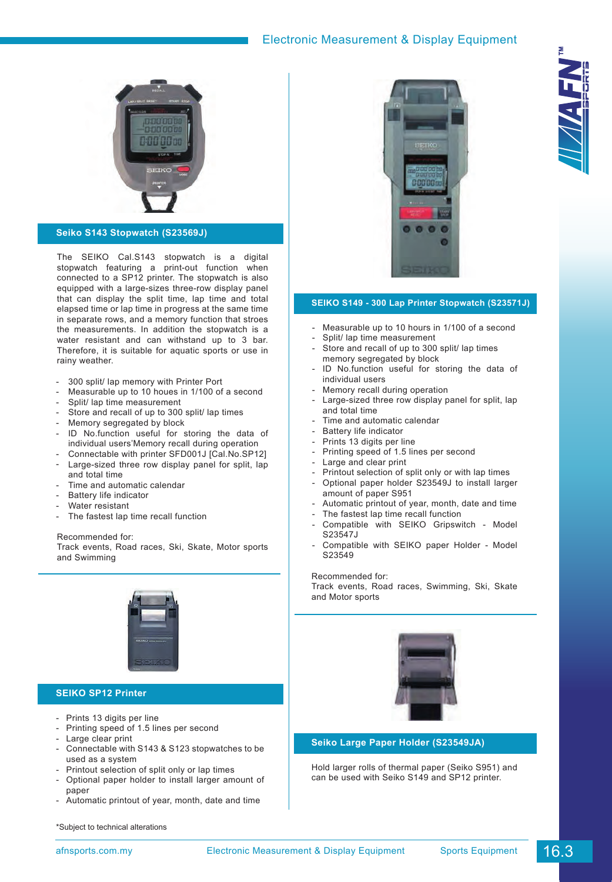## Seiko S143 Stopwatch (S23569J)

The SEIKO Cal.S143 stopwatch is a digital stopwatch featuring a print-out function when connected to a SP12 printer. The stopwatch is also equipped with a large-sizes three-row display panel that can display the split time, lap time and total elapsed time or lap time in progress at the same time in separate rows, and a memory function that stroes the measurements. In addition the stopwatch is a water resistant and can withstand up to 3 bar. Therefore, it is suitable for aquatic sports or use in rainy weather.

- 300 split/ lap memory with Printer Port
- Measurable up to 10 houes in 1/100 of a second
- Split/ lap time measurement
- Store and recall of up to 300 split/ lap times
- Memory segregated by block
- ID No.function useful for storing the data of individual users'Memory recall during operation
- Connectable with printer SFD001J [Cal.No.SP12]
- Large-sized three row display panel for split, lap and total time
- Time and automatic calendar
- Battery life indicator
- Water resistant
- The fastest lap time recall function

Recommended for:
Track events, Road races, Ski, Skate, Motor sports and Swimming

## SEIKO SP12 Printer

- Prints 13 digits per line
- Printing speed of 1.5 lines per second
- Large clear print
- Connectable with S143 & S123 stopwatches to be used as a system
- Printout selection of split only or lap times
- Optional paper holder to install larger amount of paper
- Automatic printout of year, month, date and time

## SEIKO S149 - 300 Lap Printer Stopwatch (S23571J)

- Measurable up to 10 hours in 1/100 of a second
- Split/ lap time measurement
- Store and recall of up to 300 split/ lap times memory segregated by block
- ID No.function useful for storing the data of individual users
- Memory recall during operation
- Large-sized three row display panel for split, lap and total time
- Time and automatic calendar
- Battery life indicator
- Prints 13 digits per line
- Printing speed of 1.5 lines per second
- Large and clear print
- Printout selection of split only or with lap times
- Optional paper holder S23549J to install larger amount of paper S951
- Automatic printout of year, month, date and time
- The fastest lap time recall function
- Compatible with SEIKO Gripswitch - Model S23547J
- Compatible with SEIKO paper Holder - Model S23549

Recommended for:
Track events, Road races, Swimming, Ski, Skate and Motor sports

## Seiko Large Paper Holder (S23549JA)

Hold larger rolls of thermal paper (Seiko S951) and can be used with Seiko S149 and SP12 printer.

*Subject to technical alterations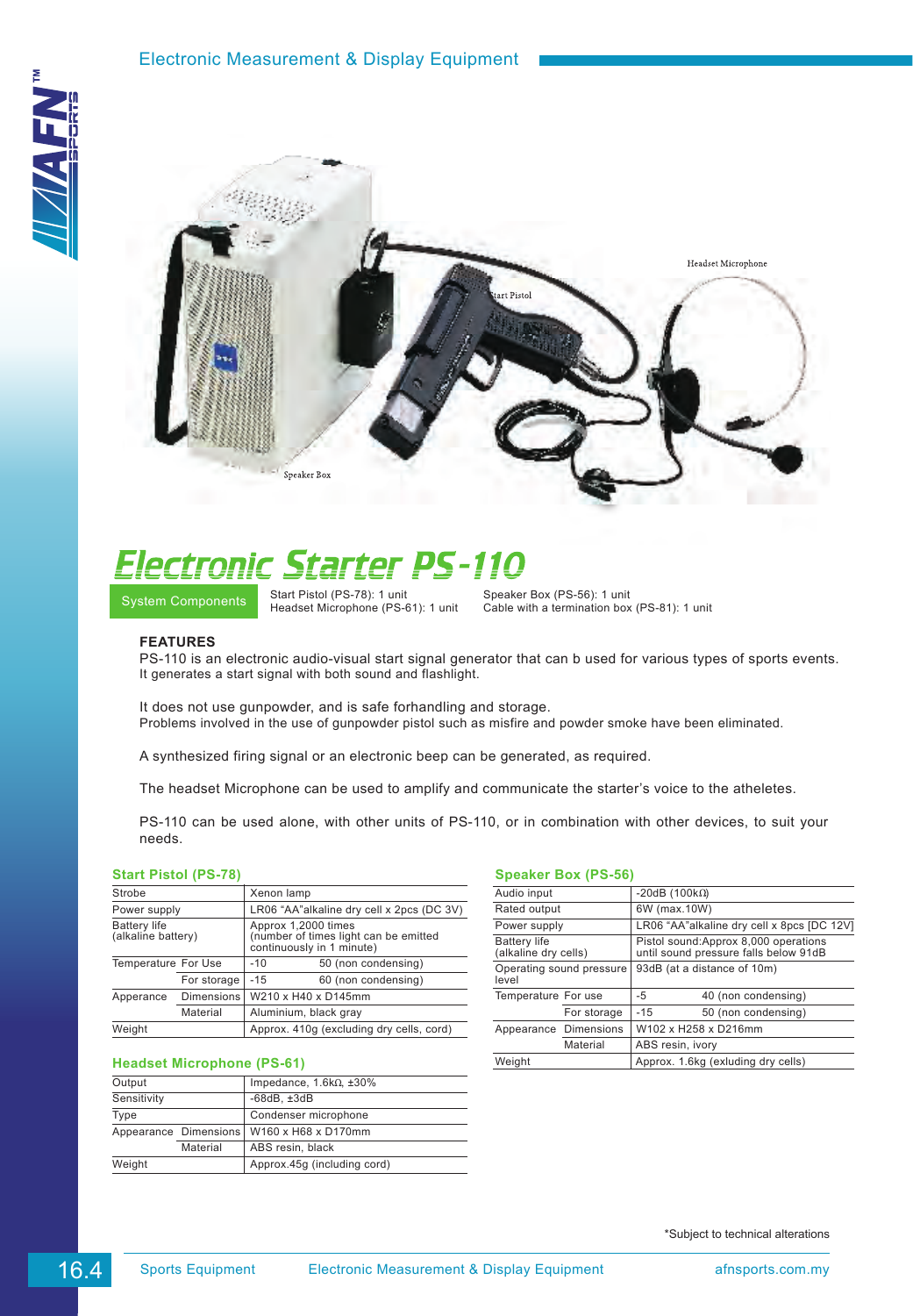# Electronic Starter PS-110

**System Components**

Start Pistol (PS-78): 1 unit
Headset Microphone (PS-61): 1 unit
Speaker Box (PS-56): 1 unit
Cable with a termination box (PS-81): 1 unit

### FEATURES

PS-110 is an electronic audio-visual start signal generator that can b used for various types of sports events. It generates a start signal with both sound and flashlight.

It does not use gunpowder, and is safe forhandling and storage.
Problems involved in the use of gunpowder pistol such as misfire and powder smoke have been eliminated.

A synthesized firing signal or an electronic beep can be generated, as required.

The headset Microphone can be used to amplify and communicate the starter's voice to the atheletes.

PS-110 can be used alone, with other units of PS-110, or in combination with other devices, to suit your needs.

#### Start Pistol (PS-78)

| | | | |
|---|---|---|---|
| Strobe | | Xenon lamp | |
| Power supply | | LR06 "AA"alkaline dry cell x 2pcs (DC 3V) | |
| Battery life (alkaline battery) | | Approx 1,2000 times (number of times light can be emitted continuously in 1 minute) | |
| Temperature | For Use | -10 | 50 (non condensing) |
| | For storage | -15 | 60 (non condensing) |
| Apperance | Dimensions | W210 x H40 x D145mm | |
| | Material | Aluminium, black gray | |
| Weight | | Approx. 410g (excluding dry cells, cord) | |

#### Headset Microphone (PS-61)

| | | |
|---|---|---|
| Output | | Impedance, 1.6kΩ, ±30% |
| Sensitivity | | -68dB, ±3dB |
| Type | | Condenser microphone |
| Appearance | Dimensions | W160 x H68 x D170mm |
| | Material | ABS resin, black |
| Weight | | Approx.45g (including cord) |

#### Speaker Box (PS-56)

| | | | |
|---|---|---|---|
| Audio input | | -20dB (100kΩ) | |
| Rated output | | 6W (max.10W) | |
| Power supply | | LR06 "AA"alkaline dry cell x 8pcs [DC 12V] | |
| Battery life (alkaline dry cells) | | Pistol sound:Approx 8,000 operations until sound pressure falls below 91dB | |
| Operating sound pressure level | | 93dB (at a distance of 10m) | |
| Temperature | For use | -5 | 40 (non condensing) |
| | For storage | -15 | 50 (non condensing) |
| Appearance | Dimensions | W102 x H258 x D216mm | |
| | Material | ABS resin, ivory | |
| Weight | | Approx. 1.6kg (exluding dry cells) | |

*Subject to technical alterations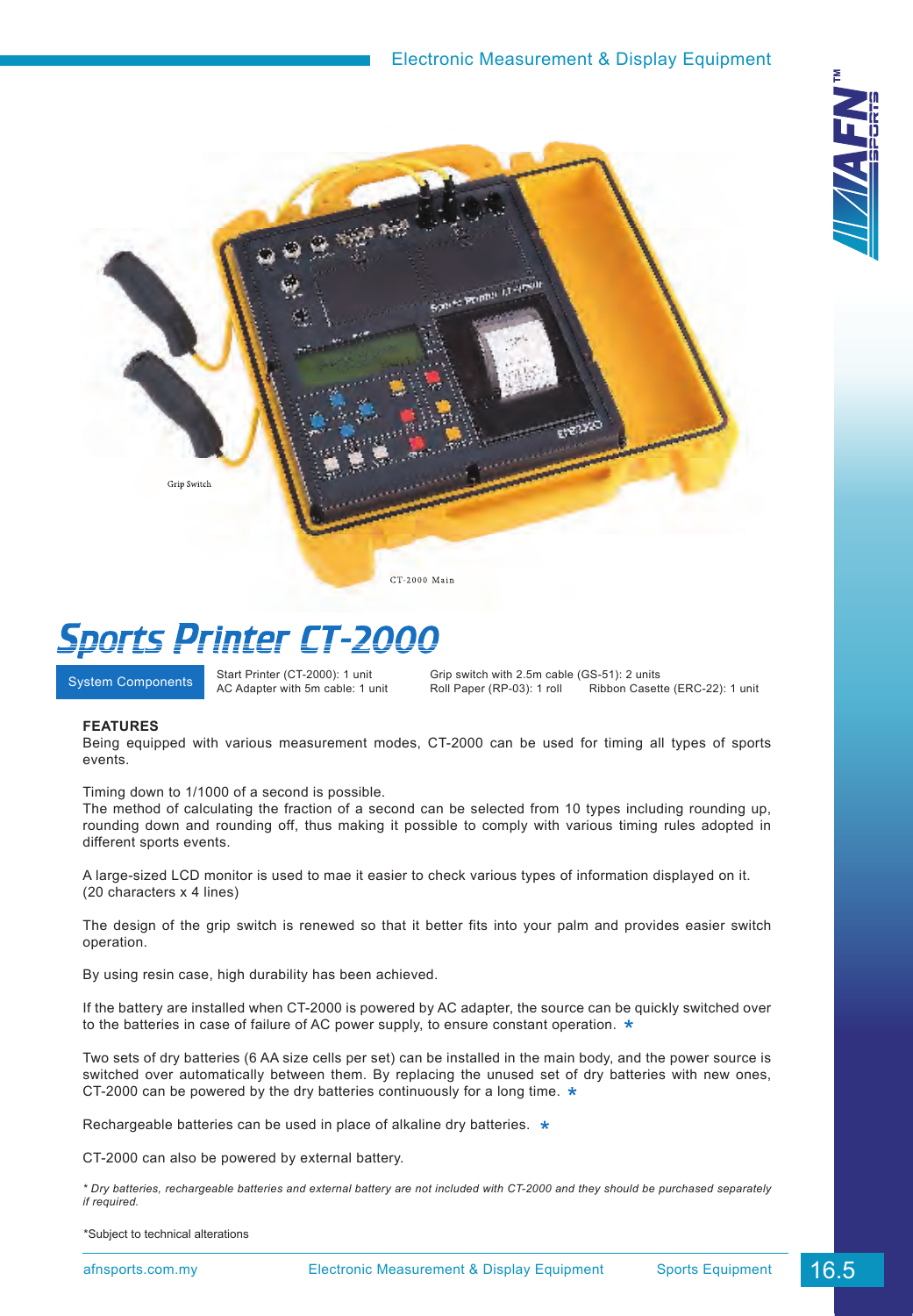Grip Switch

CT-2000 Main

# Sports Printer CT-2000

| System Components | Start Printer (CT-2000): 1 unit | Grip switch with 2.5m cable (GS-51): 2 units | |
|---|---|---|---|
| | AC Adapter with 5m cable: 1 unit | Roll Paper (RP-03): 1 roll | Ribbon Casette (ERC-22): 1 unit |

**FEATURES**

Being equipped with various measurement modes, CT-2000 can be used for timing all types of sports events.

Timing down to 1/1000 of a second is possible.
The method of calculating the fraction of a second can be selected from 10 types including rounding up, rounding down and rounding off, thus making it possible to comply with various timing rules adopted in different sports events.

A large-sized LCD monitor is used to mae it easier to check various types of information displayed on it. (20 characters x 4 lines)

The design of the grip switch is renewed so that it better fits into your palm and provides easier switch operation.

By using resin case, high durability has been achieved.

If the battery are installed when CT-2000 is powered by AC adapter, the source can be quickly switched over to the batteries in case of failure of AC power supply, to ensure constant operation. *

Two sets of dry batteries (6 AA size cells per set) can be installed in the main body, and the power source is switched over automatically between them. By replacing the unused set of dry batteries with new ones, CT-2000 can be powered by the dry batteries continuously for a long time. *

Rechargeable batteries can be used in place of alkaline dry batteries. *

CT-2000 can also be powered by external battery.

*\* Dry batteries, rechargeable batteries and external battery are not included with CT-2000 and they should be purchased separately if required.*

*Subject to technical alterations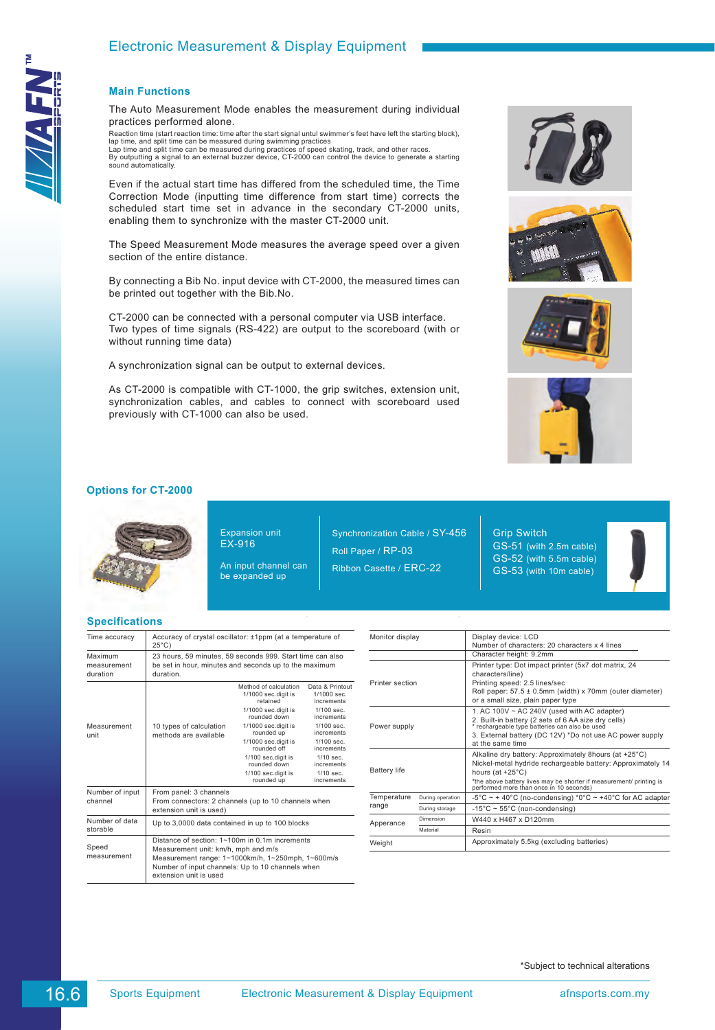## Electronic Measurement & Display Equipment

### Main Functions

The Auto Measurement Mode enables the measurement during individual practices performed alone.

Reaction time (start reaction time: time after the start signal untul swimmer's feet have left the starting block), lap time, and split time can be measured during swimming practices
Lap time and split time can be measured during practices of speed skating, track, and other races.
By outputting a signal to an external buzzer device, CT-2000 can control the device to generate a starting sound automatically.

Even if the actual start time has differed from the scheduled time, the Time Correction Mode (inputting time difference from start time) corrects the scheduled start time set in advance in the secondary CT-2000 units, enabling them to synchronize with the master CT-2000 unit.

The Speed Measurement Mode measures the average speed over a given section of the entire distance.

By connecting a Bib No. input device with CT-2000, the measured times can be printed out together with the Bib.No.

CT-2000 can be connected with a personal computer via USB interface.
Two types of time signals (RS-422) are output to the scoreboard (with or without running time data)

A synchronization signal can be output to external devices.

As CT-2000 is compatible with CT-1000, the grip switches, extension unit, synchronization cables, and cables to connect with scoreboard used previously with CT-1000 can also be used.

### Options for CT-2000

Expansion unit
EX-916

An input channel can be expanded up

Synchronization Cable / SY-456
Roll Paper / RP-03
Ribbon Casette / ERC-22

Grip Switch
GS-51 (with 2.5m cable)
GS-52 (with 5.5m cable)
GS-53 (with 10m cable)

### Specifications

| | | | |
|---|---|---|---|
| Time accuracy | Accuracy of crystal oscillator: ±1ppm (at a temperature of 25°C) | | |
| Maximum measurement duration | 23 hours, 59 minutes, 59 seconds 999. Start time can also be set in hour, minutes and seconds up to the maximum duration. | | |
| Measurement unit | 10 types of calculation methods are available | Method of calculation | Data & Printout |
| | | 1/1000 sec.digit is retained | 1/1000 sec. increments |
| | | 1/1000 sec.digit is rounded down | 1/100 sec. increments |
| | | 1/1000 sec.digit is rounded up | 1/100 sec. increments |
| | | 1/1000 sec.digit is rounded off | 1/100 sec. increments |
| | | 1/100 sec.digit is rounded down | 1/10 sec. increments |
| | | 1/100 sec.digit is rounded up | 1/10 sec. increments |
| Number of input channel | From panel: 3 channels<br>From connectors: 2 channels (up to 10 channels when extension unit is used) | | |
| Number of data storable | Up to 3,0000 data contained in up to 100 blocks | | |
| Speed measurement | Distance of section: 1~100m in 0.1m increments<br>Measurement unit: km/h, mph and m/s<br>Measurement range: 1~1000km/h, 1~250mph, 1~600m/s<br>Number of input channels: Up to 10 channels when extension unit is used | | |

| | | |
|---|---|---|
| Monitor display | | Display device: LCD<br>Number of characters: 20 characters x 4 lines<br>Character height: 9.2mm |
| Printer section | | Printer type: Dot impact printer (5x7 dot matrix, 24 characters/line)<br>Printing speed: 2.5 lines/sec<br>Roll paper: 57.5 ± 0.5mm (width) x 70mm (outer diameter) or a small size, plain paper type |
| Power supply | | 1. AC 100V ~ AC 240V (used with AC adapter)<br>2. Built-in battery (2 sets of 6 AA size dry cells)<br>* rechargeable type batteries can also be used<br>3. External battery (DC 12V) *Do not use AC power supply at the same time |
| Battery life | | Alkaline dry battery: Approximately 8hours (at +25°C)<br>Nickel-metal hydride rechargeable battery: Approximately 14 hours (at +25°C)<br>*the above battery lives may be shorter if measurement/ printing is performed more than once in 10 seconds) |
| Temperature range | During operation | -5°C ~ + 40°C (no-condensing) *0°C ~ +40°C for AC adapter |
| | During storage | -15°C ~ 55°C (non-condensing) |
| Apperance | Dimension | W440 x H467 x D120mm |
| | Material | Resin |
| Weight | | Approximately 5.5kg (excluding batteries) |

*Subject to technical alterations